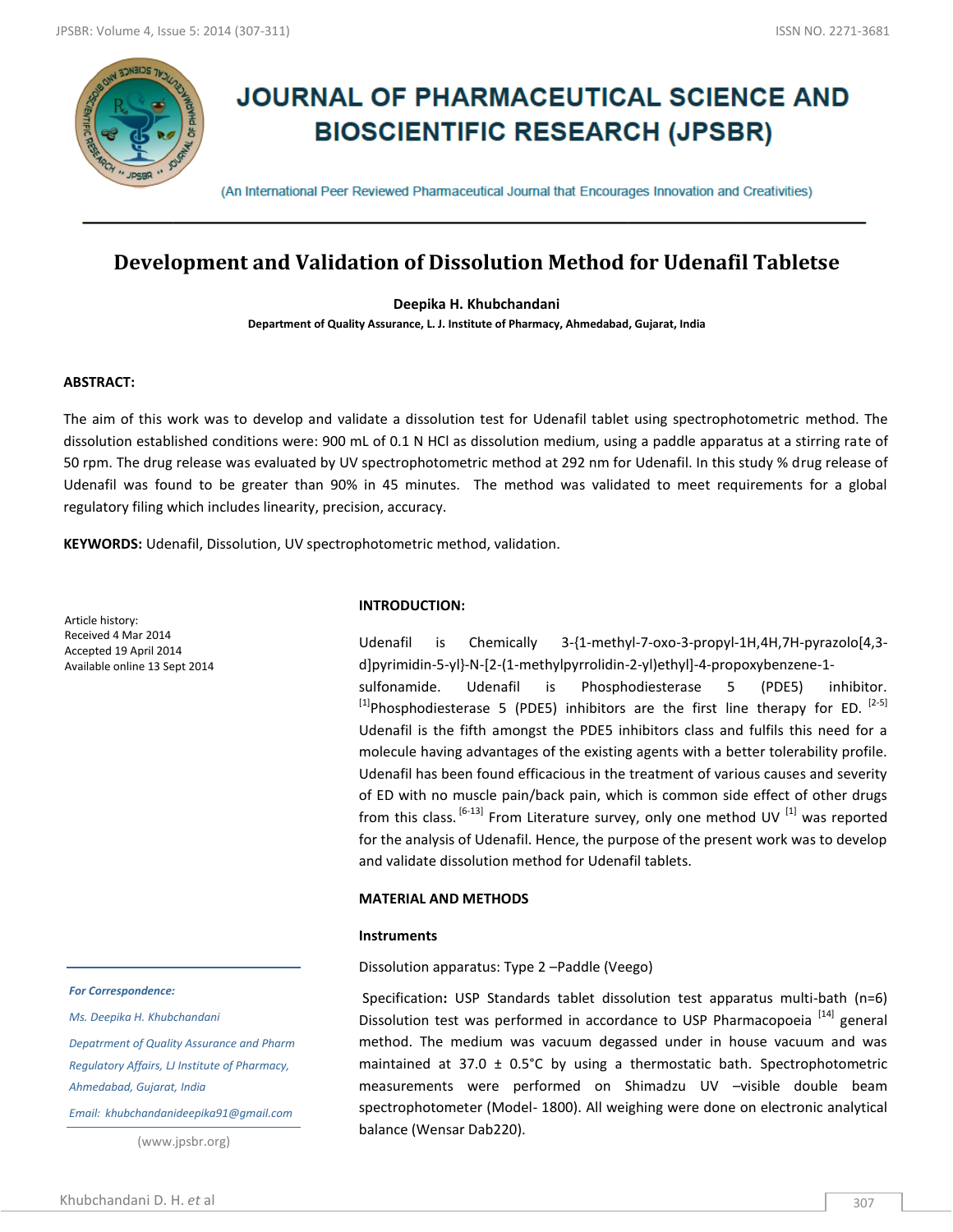# JOURNAL OF PHARMACEUTICAL SCIENCE AND BIOSCIENTIFIC RESEARCH (JPSBR)

(An International Peer Reviewed Pharmaceutical Journal that Encourages Innovation and Creativities)

## Development and Validation of Dissolution Method for Udenafil Tabletse

**Deepika H. Khubchandani**

**Department of Quality Assurance, L. J. Institute of Pharmacy, Ahmedabad, Gujarat, India**

### ABSTRACT:

The aim of this work was to develop and validate a dissolution test for Udenafil tablet using spectrophotometric method. The dissolution established conditions were: 900 mL of 0.1 N HCl as dissolution medium, using a paddle apparatus at a stirring rate of 50 rpm. The drug release was evaluated by UV spectrophotometric method at 292 nm for Udenafil. In this study % drug release of Udenafil was found to be greater than 90% in 45 minutes. The method was validated to meet requirements for a global regulatory filing which includes linearity, precision, accuracy.

**KEYWORDS:** Udenafil, Dissolution, UV spectrophotometric method, validation.

Article history:
Received 4 Mar 2014
Accepted 19 April 2014
Available online 13 Sept 2014

*For Correspondence:*

*Ms. Deepika H. Khubchandani*

*Depatrment of Quality Assurance and Pharm Regulatory Affairs, LJ Institute of Pharmacy, Ahmedabad, Gujarat, India*

*Email: khubchandanideepika91@gmail.com*

(www.jpsbr.org)

### INTRODUCTION:

Udenafil is Chemically 3-{1-methyl-7-oxo-3-propyl-1H,4H,7H-pyrazolo[4,3-d]pyrimidin-5-yl}-N-[2-(1-methylpyrrolidin-2-yl)ethyl]-4-propoxybenzene-1-sulfonamide. Udenafil is Phosphodiesterase 5 (PDE5) inhibitor. [1]Phosphodiesterase 5 (PDE5) inhibitors are the first line therapy for ED. [2-5] Udenafil is the fifth amongst the PDE5 inhibitors class and fulfils this need for a molecule having advantages of the existing agents with a better tolerability profile. Udenafil has been found efficacious in the treatment of various causes and severity of ED with no muscle pain/back pain, which is common side effect of other drugs from this class. [6-13] From Literature survey, only one method UV [1] was reported for the analysis of Udenafil. Hence, the purpose of the present work was to develop and validate dissolution method for Udenafil tablets.

### MATERIAL AND METHODS

#### Instruments

Dissolution apparatus: Type 2 –Paddle (Veego)

Specification**:** USP Standards tablet dissolution test apparatus multi-bath (n=6) Dissolution test was performed in accordance to USP Pharmacopoeia [14] general method. The medium was vacuum degassed under in house vacuum and was maintained at 37.0 ± 0.5°C by using a thermostatic bath. Spectrophotometric measurements were performed on Shimadzu UV –visible double beam spectrophotometer (Model- 1800). All weighing were done on electronic analytical balance (Wensar Dab220).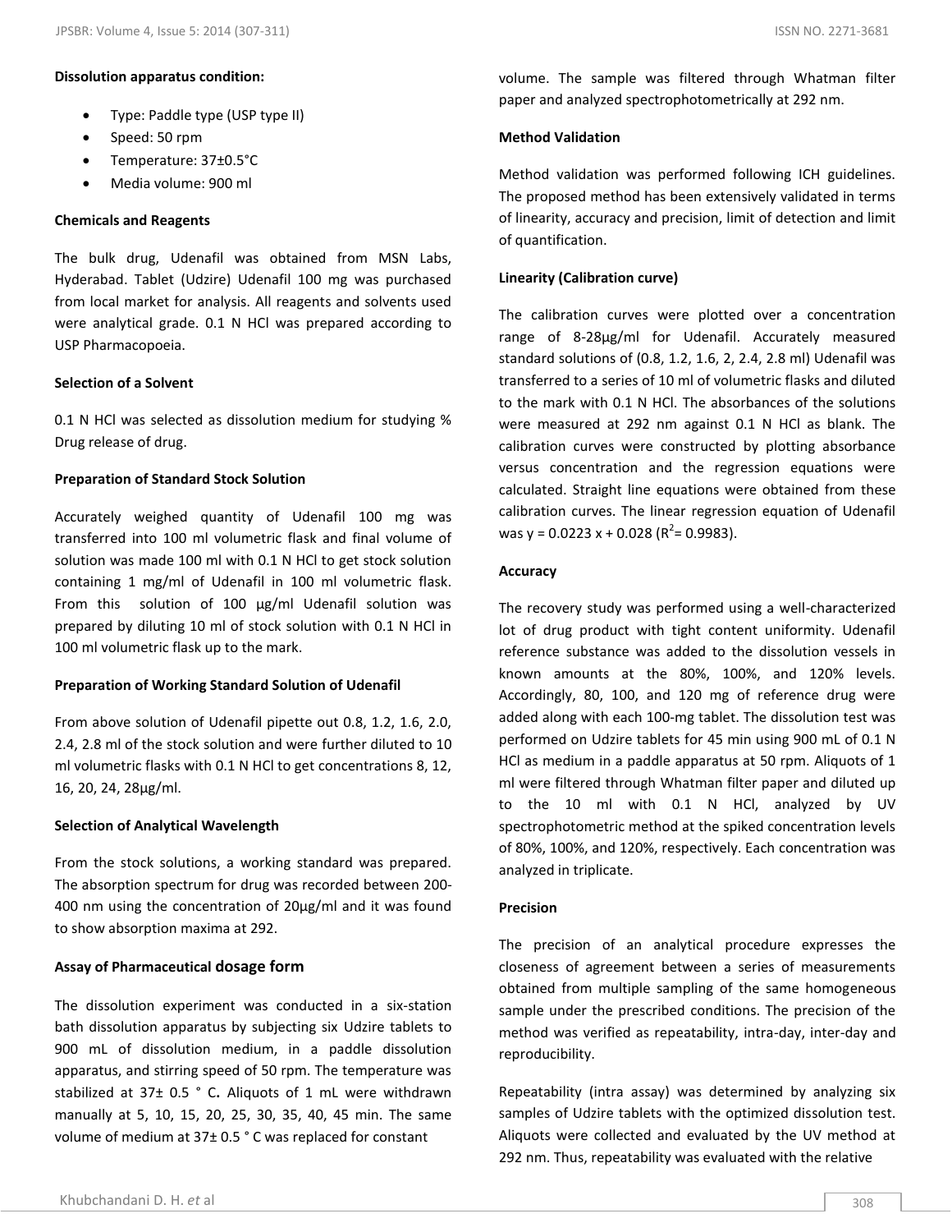**Dissolution apparatus condition:**

- Type: Paddle type (USP type II)
- Speed: 50 rpm
- Temperature: 37±0.5°C
- Media volume: 900 ml

**Chemicals and Reagents**

The bulk drug, Udenafil was obtained from MSN Labs, Hyderabad. Tablet (Udzire) Udenafil 100 mg was purchased from local market for analysis. All reagents and solvents used were analytical grade. 0.1 N HCl was prepared according to USP Pharmacopoeia.

**Selection of a Solvent**

0.1 N HCl was selected as dissolution medium for studying % Drug release of drug.

**Preparation of Standard Stock Solution**

Accurately weighed quantity of Udenafil 100 mg was transferred into 100 ml volumetric flask and final volume of solution was made 100 ml with 0.1 N HCl to get stock solution containing 1 mg/ml of Udenafil in 100 ml volumetric flask. From this solution of 100 µg/ml Udenafil solution was prepared by diluting 10 ml of stock solution with 0.1 N HCl in 100 ml volumetric flask up to the mark.

**Preparation of Working Standard Solution of Udenafil**

From above solution of Udenafil pipette out 0.8, 1.2, 1.6, 2.0, 2.4, 2.8 ml of the stock solution and were further diluted to 10 ml volumetric flasks with 0.1 N HCl to get concentrations 8, 12, 16, 20, 24, 28µg/ml.

**Selection of Analytical Wavelength**

From the stock solutions, a working standard was prepared. The absorption spectrum for drug was recorded between 200-400 nm using the concentration of 20µg/ml and it was found to show absorption maxima at 292.

**Assay of Pharmaceutical dosage form**

The dissolution experiment was conducted in a six-station bath dissolution apparatus by subjecting six Udzire tablets to 900 mL of dissolution medium, in a paddle dissolution apparatus, and stirring speed of 50 rpm. The temperature was stabilized at 37± 0.5 ° C**.** Aliquots of 1 mL were withdrawn manually at 5, 10, 15, 20, 25, 30, 35, 40, 45 min. The same volume of medium at 37± 0.5 ° C was replaced for constant volume. The sample was filtered through Whatman filter paper and analyzed spectrophotometrically at 292 nm.

**Method Validation**

Method validation was performed following ICH guidelines. The proposed method has been extensively validated in terms of linearity, accuracy and precision, limit of detection and limit of quantification.

**Linearity (Calibration curve)**

The calibration curves were plotted over a concentration range of 8-28µg/ml for Udenafil. Accurately measured standard solutions of (0.8, 1.2, 1.6, 2, 2.4, 2.8 ml) Udenafil was transferred to a series of 10 ml of volumetric flasks and diluted to the mark with 0.1 N HCl. The absorbances of the solutions were measured at 292 nm against 0.1 N HCl as blank. The calibration curves were constructed by plotting absorbance versus concentration and the regression equations were calculated. Straight line equations were obtained from these calibration curves. The linear regression equation of Udenafil was $y = 0.0223x + 0.028$ ($R^2 = 0.9983$).

**Accuracy**

The recovery study was performed using a well-characterized lot of drug product with tight content uniformity. Udenafil reference substance was added to the dissolution vessels in known amounts at the 80%, 100%, and 120% levels. Accordingly, 80, 100, and 120 mg of reference drug were added along with each 100-mg tablet. The dissolution test was performed on Udzire tablets for 45 min using 900 mL of 0.1 N HCl as medium in a paddle apparatus at 50 rpm. Aliquots of 1 ml were filtered through Whatman filter paper and diluted up to the 10 ml with 0.1 N HCl, analyzed by UV spectrophotometric method at the spiked concentration levels of 80%, 100%, and 120%, respectively. Each concentration was analyzed in triplicate.

**Precision**

The precision of an analytical procedure expresses the closeness of agreement between a series of measurements obtained from multiple sampling of the same homogeneous sample under the prescribed conditions. The precision of the method was verified as repeatability, intra-day, inter-day and reproducibility.

Repeatability (intra assay) was determined by analyzing six samples of Udzire tablets with the optimized dissolution test. Aliquots were collected and evaluated by the UV method at 292 nm. Thus, repeatability was evaluated with the relative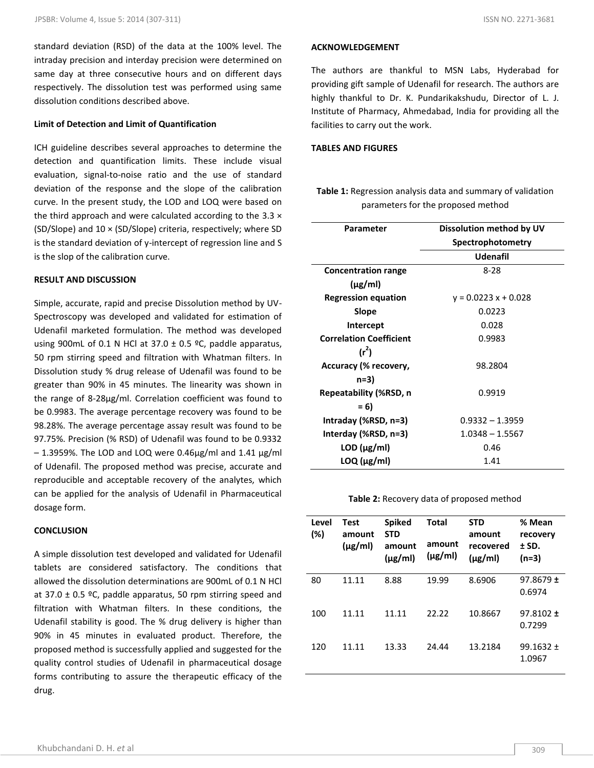standard deviation (RSD) of the data at the 100% level. The intraday precision and interday precision were determined on same day at three consecutive hours and on different days respectively. The dissolution test was performed using same dissolution conditions described above.

**Limit of Detection and Limit of Quantification**

ICH guideline describes several approaches to determine the detection and quantification limits. These include visual evaluation, signal-to-noise ratio and the use of standard deviation of the response and the slope of the calibration curve. In the present study, the LOD and LOQ were based on the third approach and were calculated according to the 3.3 × (SD/Slope) and 10 × (SD/Slope) criteria, respectively; where SD is the standard deviation of y-intercept of regression line and S is the slop of the calibration curve.

**RESULT AND DISCUSSION**

Simple, accurate, rapid and precise Dissolution method by UV-Spectroscopy was developed and validated for estimation of Udenafil marketed formulation. The method was developed using 900mL of 0.1 N HCl at 37.0 ± 0.5 ºC, paddle apparatus, 50 rpm stirring speed and filtration with Whatman filters. In Dissolution study % drug release of Udenafil was found to be greater than 90% in 45 minutes. The linearity was shown in the range of 8-28µg/ml. Correlation coefficient was found to be 0.9983. The average percentage recovery was found to be 98.28%. The average percentage assay result was found to be 97.75%. Precision (% RSD) of Udenafil was found to be 0.9332 – 1.3959%. The LOD and LOQ were 0.46µg/ml and 1.41 µg/ml of Udenafil. The proposed method was precise, accurate and reproducible and acceptable recovery of the analytes, which can be applied for the analysis of Udenafil in Pharmaceutical dosage form.

**CONCLUSION**

A simple dissolution test developed and validated for Udenafil tablets are considered satisfactory. The conditions that allowed the dissolution determinations are 900mL of 0.1 N HCl at 37.0 ± 0.5 ºC, paddle apparatus, 50 rpm stirring speed and filtration with Whatman filters. In these conditions, the Udenafil stability is good. The % drug delivery is higher than 90% in 45 minutes in evaluated product. Therefore, the proposed method is successfully applied and suggested for the quality control studies of Udenafil in pharmaceutical dosage forms contributing to assure the therapeutic efficacy of the drug.

**ACKNOWLEDGEMENT**

The authors are thankful to MSN Labs, Hyderabad for providing gift sample of Udenafil for research. The authors are highly thankful to Dr. K. Pundarikakshudu, Director of L. J. Institute of Pharmacy, Ahmedabad, India for providing all the facilities to carry out the work.

**TABLES AND FIGURES**

**Table 1:** Regression analysis data and summary of validation parameters for the proposed method

| Parameter | Dissolution method by UV Spectrophotometry |
|---|---|
| | Udenafil |
| Concentration range (µg/ml) | 8-28 |
| Regression equation | y = 0.0223 x + 0.028 |
| Slope | 0.0223 |
| Intercept | 0.028 |
| Correlation Coefficient ($r^2$) | 0.9983 |
| Accuracy (% recovery, n=3) | 98.2804 |
| Repeatability (%RSD, n = 6) | 0.9919 |
| Intraday (%RSD, n=3) | 0.9332 – 1.3959 |
| Interday (%RSD, n=3) | 1.0348 – 1.5567 |
| LOD (µg/ml) | 0.46 |
| LOQ (µg/ml) | 1.41 |

**Table 2:** Recovery data of proposed method

| Level (%) | Test amount (µg/ml) | Spiked STD amount (µg/ml) | Total amount (µg/ml) | STD amount recovered (µg/ml) | % Mean recovery ± SD. (n=3) |
|---|---|---|---|---|---|
| 80 | 11.11 | 8.88 | 19.99 | 8.6906 | 97.8679 ± 0.6974 |
| 100 | 11.11 | 11.11 | 22.22 | 10.8667 | 97.8102 ± 0.7299 |
| 120 | 11.11 | 13.33 | 24.44 | 13.2184 | 99.1632 ± 1.0967 |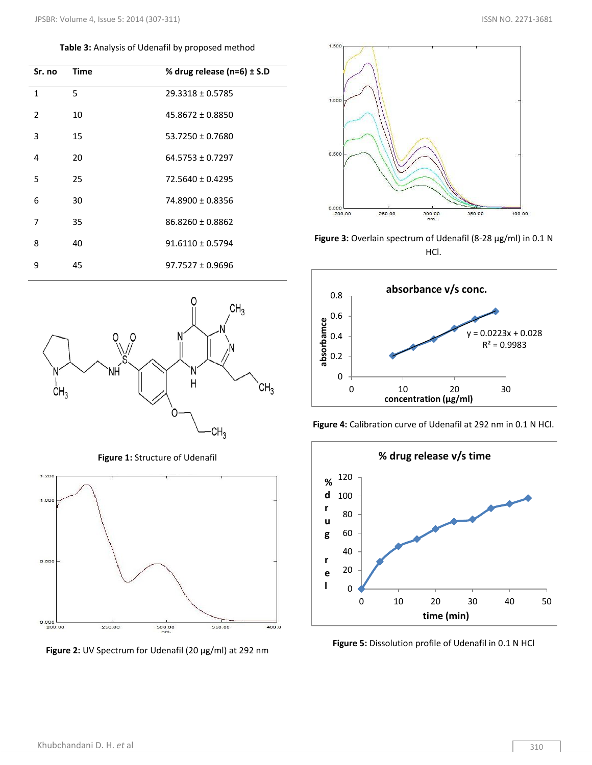**Table 3:** Analysis of Udenafil by proposed method

| Sr. no | Time | % drug release (n=6) ± S.D |
|---|---|---|
| 1 | 5 | 29.3318 ± 0.5785 |
| 2 | 10 | 45.8672 ± 0.8850 |
| 3 | 15 | 53.7250 ± 0.7680 |
| 4 | 20 | 64.5753 ± 0.7297 |
| 5 | 25 | 72.5640 ± 0.4295 |
| 6 | 30 | 74.8900 ± 0.8356 |
| 7 | 35 | 86.8260 ± 0.8862 |
| 8 | 40 | 91.6110 ± 0.5794 |
| 9 | 45 | 97.7527 ± 0.9696 |

**Figure 1:** Structure of Udenafil

**Figure 2:** UV Spectrum for Udenafil (20 µg/ml) at 292 nm

**Figure 3:** Overlain spectrum of Udenafil (8-28 µg/ml) in 0.1 N HCl.

**Figure 4:** Calibration curve of Udenafil at 292 nm in 0.1 N HCl.

**Figure 5:** Dissolution profile of Udenafil in 0.1 N HCl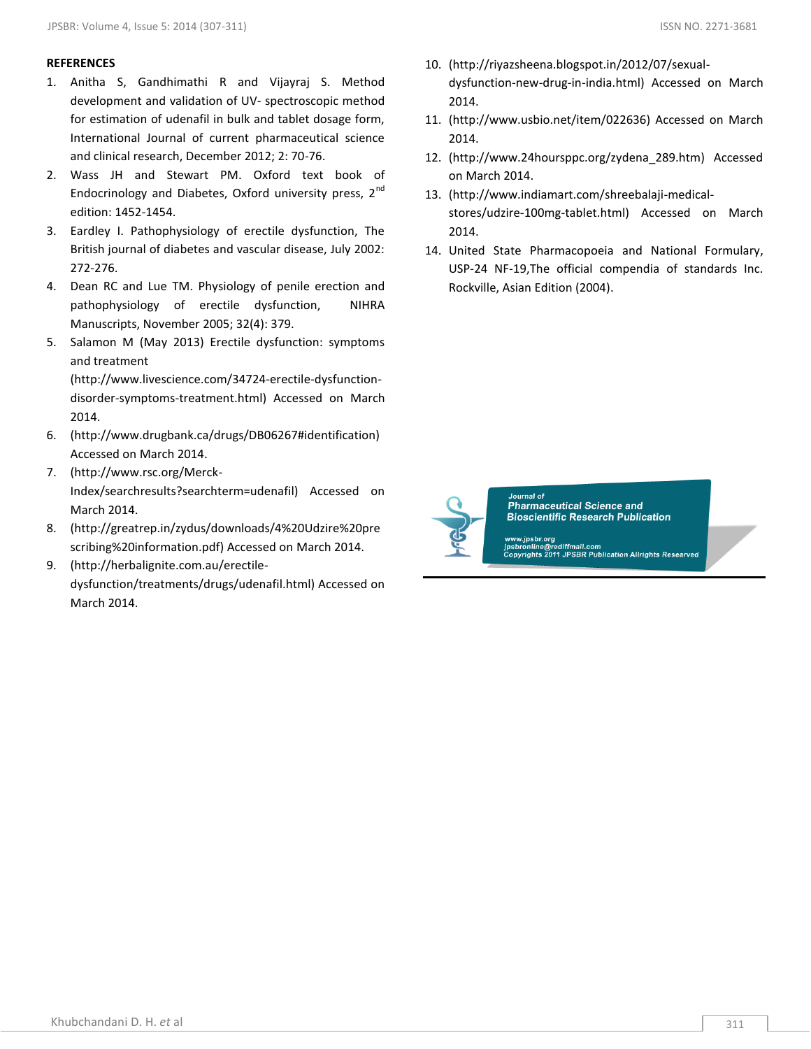## REFERENCES

1. Anitha S, Gandhimathi R and Vijayraj S. Method development and validation of UV- spectroscopic method for estimation of udenafil in bulk and tablet dosage form, International Journal of current pharmaceutical science and clinical research, December 2012; 2: 70-76.
2. Wass JH and Stewart PM. Oxford text book of Endocrinology and Diabetes, Oxford university press, 2nd edition: 1452-1454.
3. Eardley I. Pathophysiology of erectile dysfunction, The British journal of diabetes and vascular disease, July 2002: 272-276.
4. Dean RC and Lue TM. Physiology of penile erection and pathophysiology of erectile dysfunction, NIHRA Manuscripts, November 2005; 32(4): 379.
5. Salamon M (May 2013) Erectile dysfunction: symptoms and treatment (http://www.livescience.com/34724-erectile-dysfunction-disorder-symptoms-treatment.html) Accessed on March 2014.
6. (http://www.drugbank.ca/drugs/DB06267#identification) Accessed on March 2014.
7. (http://www.rsc.org/Merck-Index/searchresults?searchterm=udenafil) Accessed on March 2014.
8. (http://greatrep.in/zydus/downloads/4%20Udzire%20prescribing%20information.pdf) Accessed on March 2014.
9. (http://herbalignite.com.au/erectile-dysfunction/treatments/drugs/udenafil.html) Accessed on March 2014.
10. (http://riyazsheena.blogspot.in/2012/07/sexual-dysfunction-new-drug-in-india.html) Accessed on March 2014.
11. (http://www.usbio.net/item/022636) Accessed on March 2014.
12. (http://www.24hoursppc.org/zydena_289.htm) Accessed on March 2014.
13. (http://www.indiamart.com/shreebalaji-medical-stores/udzire-100mg-tablet.html) Accessed on March 2014.
14. United State Pharmacopoeia and National Formulary, USP-24 NF-19,The official compendia of standards Inc. Rockville, Asian Edition (2004).

Journal of
Pharmaceutical Science and
Bioscientific Research Publication
www.jpsbr.org
jpsbronline@rediffmail.com
Copyrights 2011 JPSBR Publication Allrights Researved